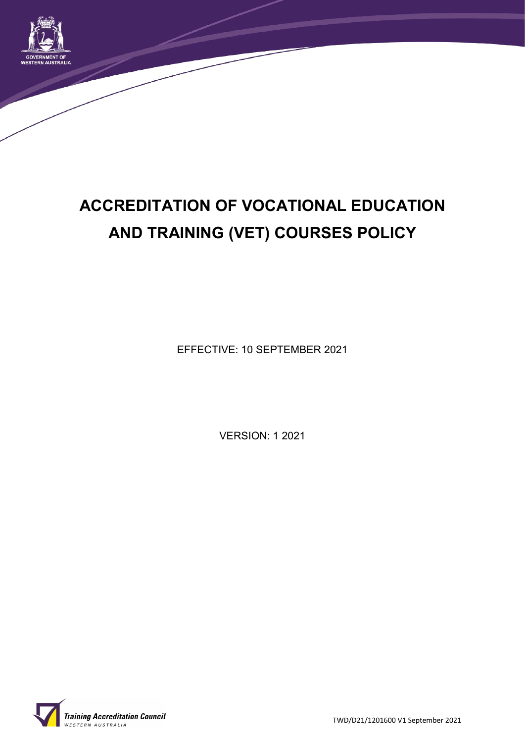# ACCREDITATION OF VOCATIONAL EDUCATION AND TRAINING (VET) COURSES POLICY

EFFECTIVE: 10 SEPTEMBER 2021

VERSION: 1 2021

TWD/D21/1201600 V1 September 2021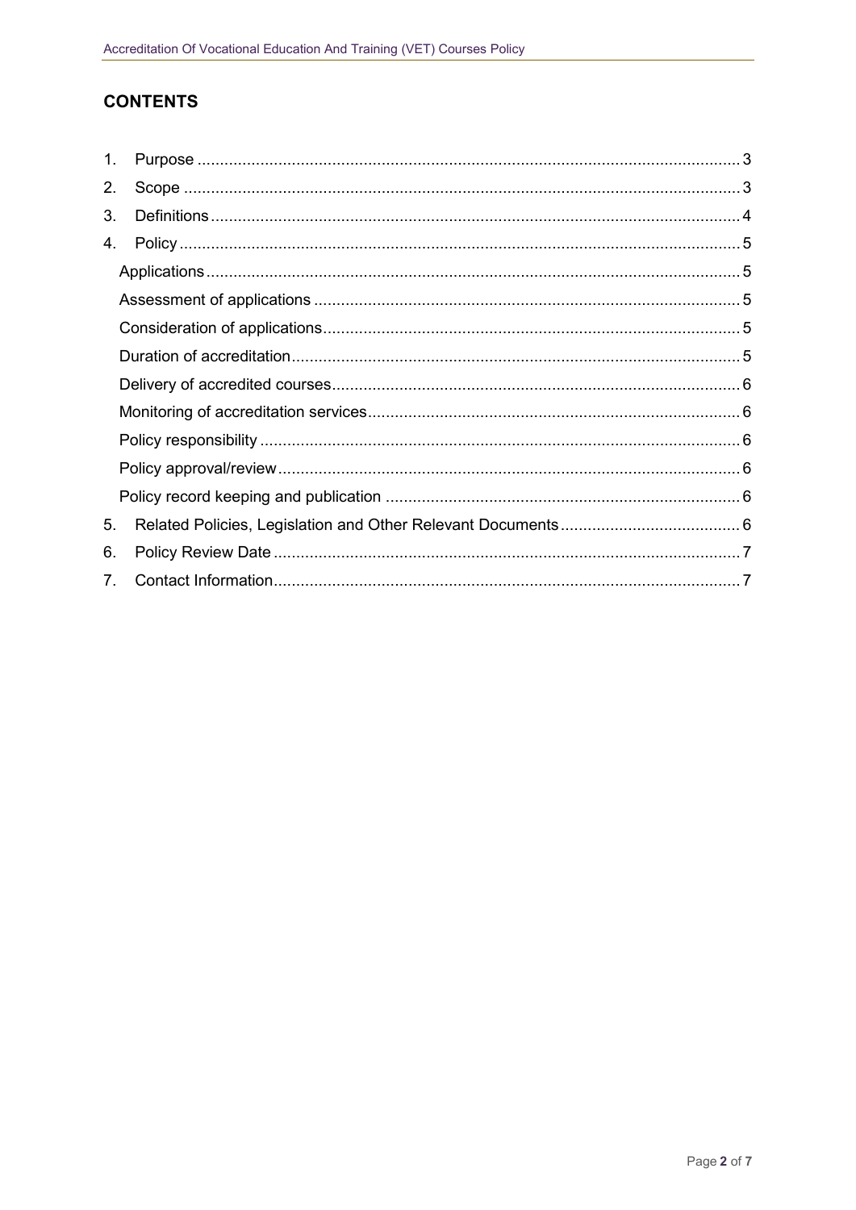## CONTENTS

1. Purpose .......... 3
2. Scope .......... 3
3. Definitions .......... 4
4. Policy .......... 5
   - Applications .......... 5
   - Assessment of applications .......... 5
   - Consideration of applications .......... 5
   - Duration of accreditation .......... 5
   - Delivery of accredited courses .......... 6
   - Monitoring of accreditation services .......... 6
   - Policy responsibility .......... 6
   - Policy approval/review .......... 6
   - Policy record keeping and publication .......... 6
5. Related Policies, Legislation and Other Relevant Documents .......... 6
6. Policy Review Date .......... 7
7. Contact Information .......... 7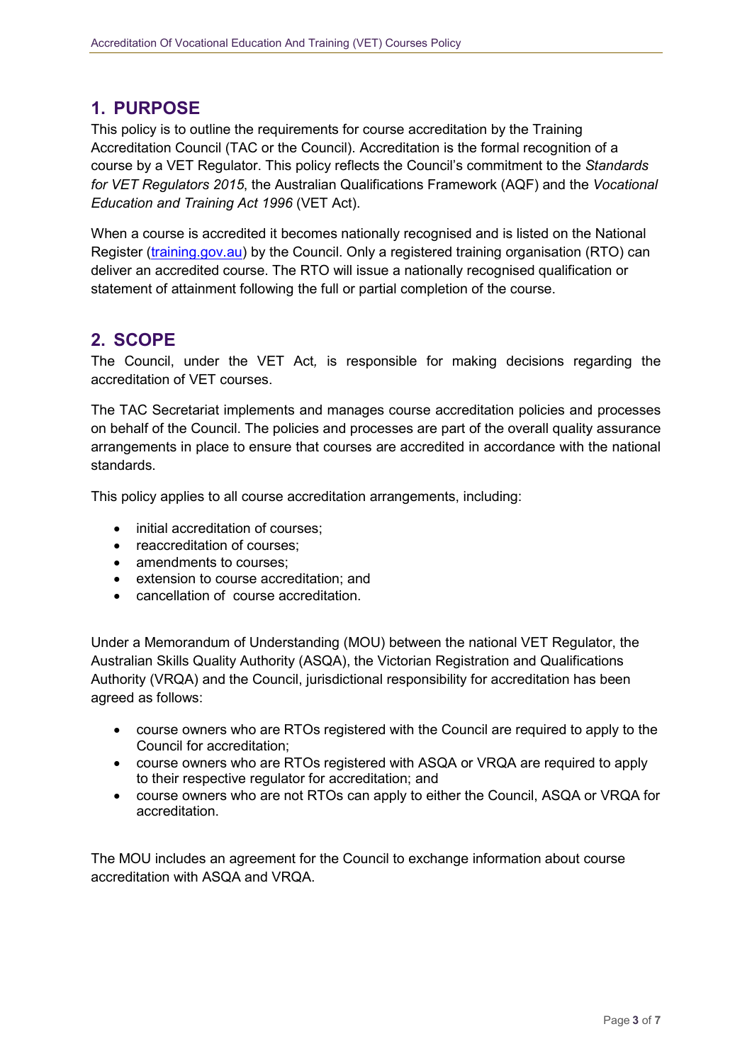## 1. PURPOSE

This policy is to outline the requirements for course accreditation by the Training Accreditation Council (TAC or the Council). Accreditation is the formal recognition of a course by a VET Regulator. This policy reflects the Council's commitment to the *Standards for VET Regulators 2015*, the Australian Qualifications Framework (AQF) and the *Vocational Education and Training Act 1996* (VET Act).

When a course is accredited it becomes nationally recognised and is listed on the National Register ([training.gov.au](training.gov.au)) by the Council. Only a registered training organisation (RTO) can deliver an accredited course. The RTO will issue a nationally recognised qualification or statement of attainment following the full or partial completion of the course.

## 2. SCOPE

The Council, under the VET Act, is responsible for making decisions regarding the accreditation of VET courses.

The TAC Secretariat implements and manages course accreditation policies and processes on behalf of the Council. The policies and processes are part of the overall quality assurance arrangements in place to ensure that courses are accredited in accordance with the national standards.

This policy applies to all course accreditation arrangements, including:

- initial accreditation of courses;
- reaccreditation of courses;
- amendments to courses;
- extension to course accreditation; and
- cancellation of course accreditation.

Under a Memorandum of Understanding (MOU) between the national VET Regulator, the Australian Skills Quality Authority (ASQA), the Victorian Registration and Qualifications Authority (VRQA) and the Council, jurisdictional responsibility for accreditation has been agreed as follows:

- course owners who are RTOs registered with the Council are required to apply to the Council for accreditation;
- course owners who are RTOs registered with ASQA or VRQA are required to apply to their respective regulator for accreditation; and
- course owners who are not RTOs can apply to either the Council, ASQA or VRQA for accreditation.

The MOU includes an agreement for the Council to exchange information about course accreditation with ASQA and VRQA.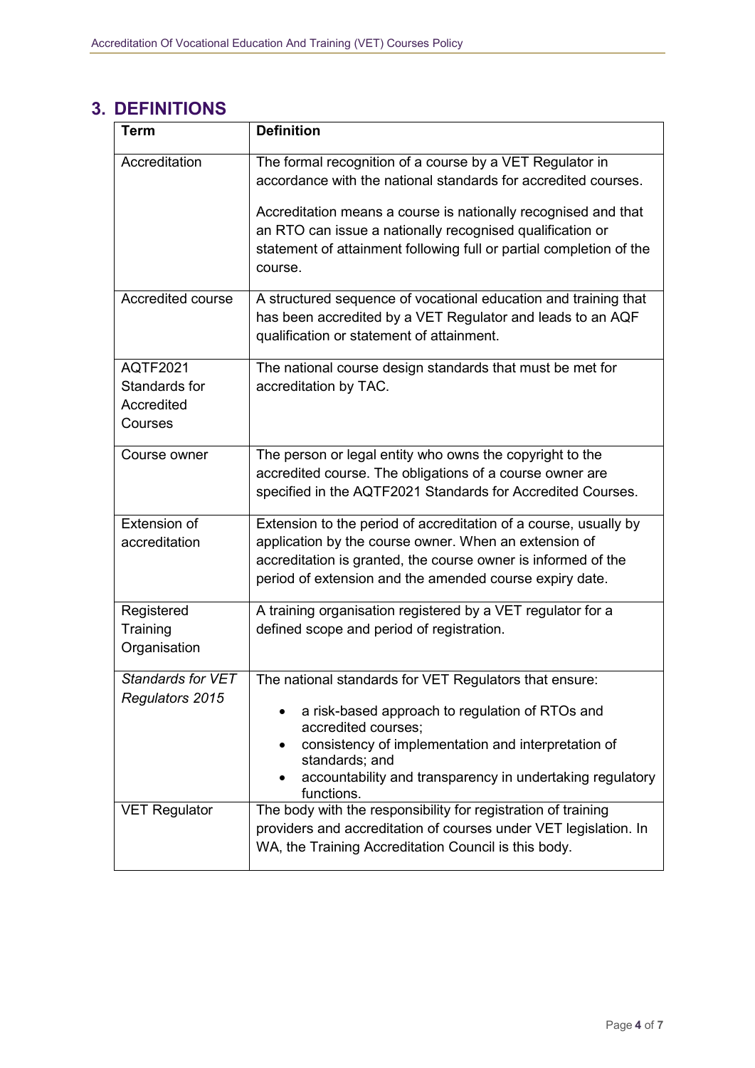## 3. DEFINITIONS

| Term | Definition |
|---|---|
| Accreditation | The formal recognition of a course by a VET Regulator in accordance with the national standards for accredited courses.<br><br>Accreditation means a course is nationally recognised and that an RTO can issue a nationally recognised qualification or statement of attainment following full or partial completion of the course. |
| Accredited course | A structured sequence of vocational education and training that has been accredited by a VET Regulator and leads to an AQF qualification or statement of attainment. |
| AQTF2021 Standards for Accredited Courses | The national course design standards that must be met for accreditation by TAC. |
| Course owner | The person or legal entity who owns the copyright to the accredited course. The obligations of a course owner are specified in the AQTF2021 Standards for Accredited Courses. |
| Extension of accreditation | Extension to the period of accreditation of a course, usually by application by the course owner. When an extension of accreditation is granted, the course owner is informed of the period of extension and the amended course expiry date. |
| Registered Training Organisation | A training organisation registered by a VET regulator for a defined scope and period of registration. |
| *Standards for VET Regulators 2015* | The national standards for VET Regulators that ensure:<br>• a risk-based approach to regulation of RTOs and accredited courses;<br>• consistency of implementation and interpretation of standards; and<br>• accountability and transparency in undertaking regulatory functions. |
| VET Regulator | The body with the responsibility for registration of training providers and accreditation of courses under VET legislation. In WA, the Training Accreditation Council is this body. |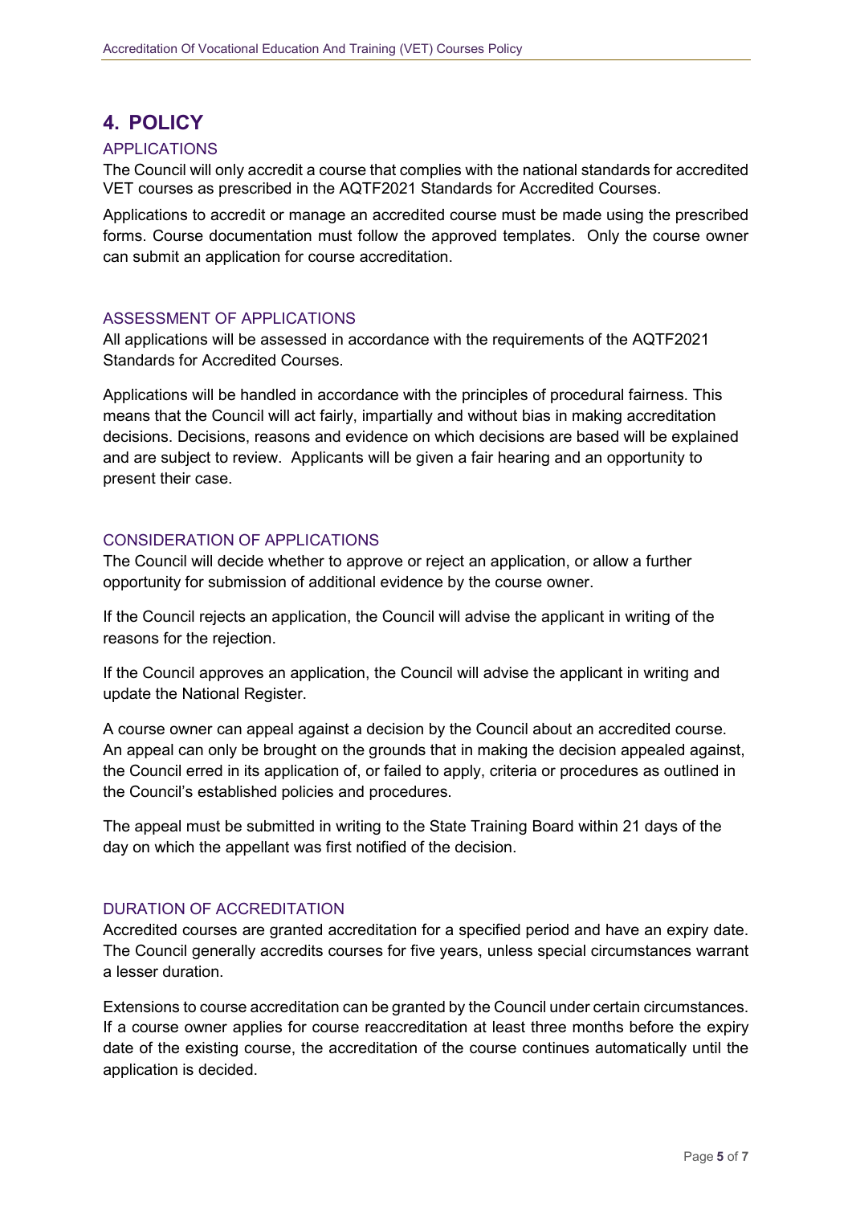# 4. POLICY

## APPLICATIONS

The Council will only accredit a course that complies with the national standards for accredited VET courses as prescribed in the AQTF2021 Standards for Accredited Courses.

Applications to accredit or manage an accredited course must be made using the prescribed forms. Course documentation must follow the approved templates. Only the course owner can submit an application for course accreditation.

## ASSESSMENT OF APPLICATIONS

All applications will be assessed in accordance with the requirements of the AQTF2021 Standards for Accredited Courses.

Applications will be handled in accordance with the principles of procedural fairness. This means that the Council will act fairly, impartially and without bias in making accreditation decisions. Decisions, reasons and evidence on which decisions are based will be explained and are subject to review. Applicants will be given a fair hearing and an opportunity to present their case.

## CONSIDERATION OF APPLICATIONS

The Council will decide whether to approve or reject an application, or allow a further opportunity for submission of additional evidence by the course owner.

If the Council rejects an application, the Council will advise the applicant in writing of the reasons for the rejection.

If the Council approves an application, the Council will advise the applicant in writing and update the National Register.

A course owner can appeal against a decision by the Council about an accredited course. An appeal can only be brought on the grounds that in making the decision appealed against, the Council erred in its application of, or failed to apply, criteria or procedures as outlined in the Council's established policies and procedures.

The appeal must be submitted in writing to the State Training Board within 21 days of the day on which the appellant was first notified of the decision.

## DURATION OF ACCREDITATION

Accredited courses are granted accreditation for a specified period and have an expiry date. The Council generally accredits courses for five years, unless special circumstances warrant a lesser duration.

Extensions to course accreditation can be granted by the Council under certain circumstances. If a course owner applies for course reaccreditation at least three months before the expiry date of the existing course, the accreditation of the course continues automatically until the application is decided.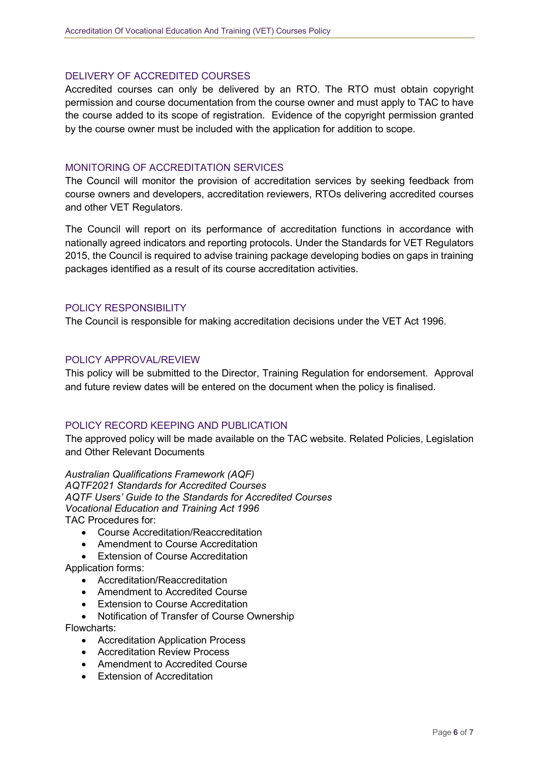## DELIVERY OF ACCREDITED COURSES

Accredited courses can only be delivered by an RTO. The RTO must obtain copyright permission and course documentation from the course owner and must apply to TAC to have the course added to its scope of registration. Evidence of the copyright permission granted by the course owner must be included with the application for addition to scope.

## MONITORING OF ACCREDITATION SERVICES

The Council will monitor the provision of accreditation services by seeking feedback from course owners and developers, accreditation reviewers, RTOs delivering accredited courses and other VET Regulators.

The Council will report on its performance of accreditation functions in accordance with nationally agreed indicators and reporting protocols. Under the Standards for VET Regulators 2015, the Council is required to advise training package developing bodies on gaps in training packages identified as a result of its course accreditation activities.

## POLICY RESPONSIBILITY

The Council is responsible for making accreditation decisions under the VET Act 1996.

## POLICY APPROVAL/REVIEW

This policy will be submitted to the Director, Training Regulation for endorsement. Approval and future review dates will be entered on the document when the policy is finalised.

## POLICY RECORD KEEPING AND PUBLICATION

The approved policy will be made available on the TAC website. Related Policies, Legislation and Other Relevant Documents

*Australian Qualifications Framework (AQF)*
*AQTF2021 Standards for Accredited Courses*
*AQTF Users' Guide to the Standards for Accredited Courses*
*Vocational Education and Training Act 1996*
TAC Procedures for:

- Course Accreditation/Reaccreditation
- Amendment to Course Accreditation
- Extension of Course Accreditation

Application forms:

- Accreditation/Reaccreditation
- Amendment to Accredited Course
- Extension to Course Accreditation
- Notification of Transfer of Course Ownership

Flowcharts:

- Accreditation Application Process
- Accreditation Review Process
- Amendment to Accredited Course
- Extension of Accreditation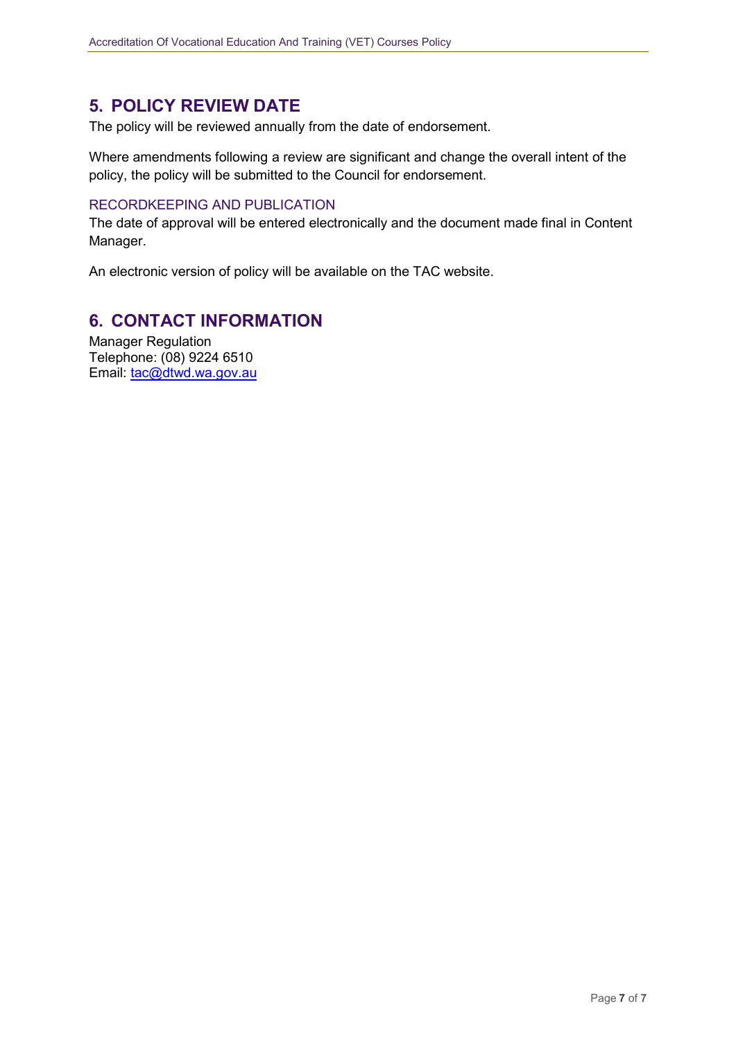## 5. POLICY REVIEW DATE

The policy will be reviewed annually from the date of endorsement.

Where amendments following a review are significant and change the overall intent of the policy, the policy will be submitted to the Council for endorsement.

### RECORDKEEPING AND PUBLICATION

The date of approval will be entered electronically and the document made final in Content Manager.

An electronic version of policy will be available on the TAC website.

## 6. CONTACT INFORMATION

Manager Regulation
Telephone: (08) 9224 6510
Email: tac@dtwd.wa.gov.au